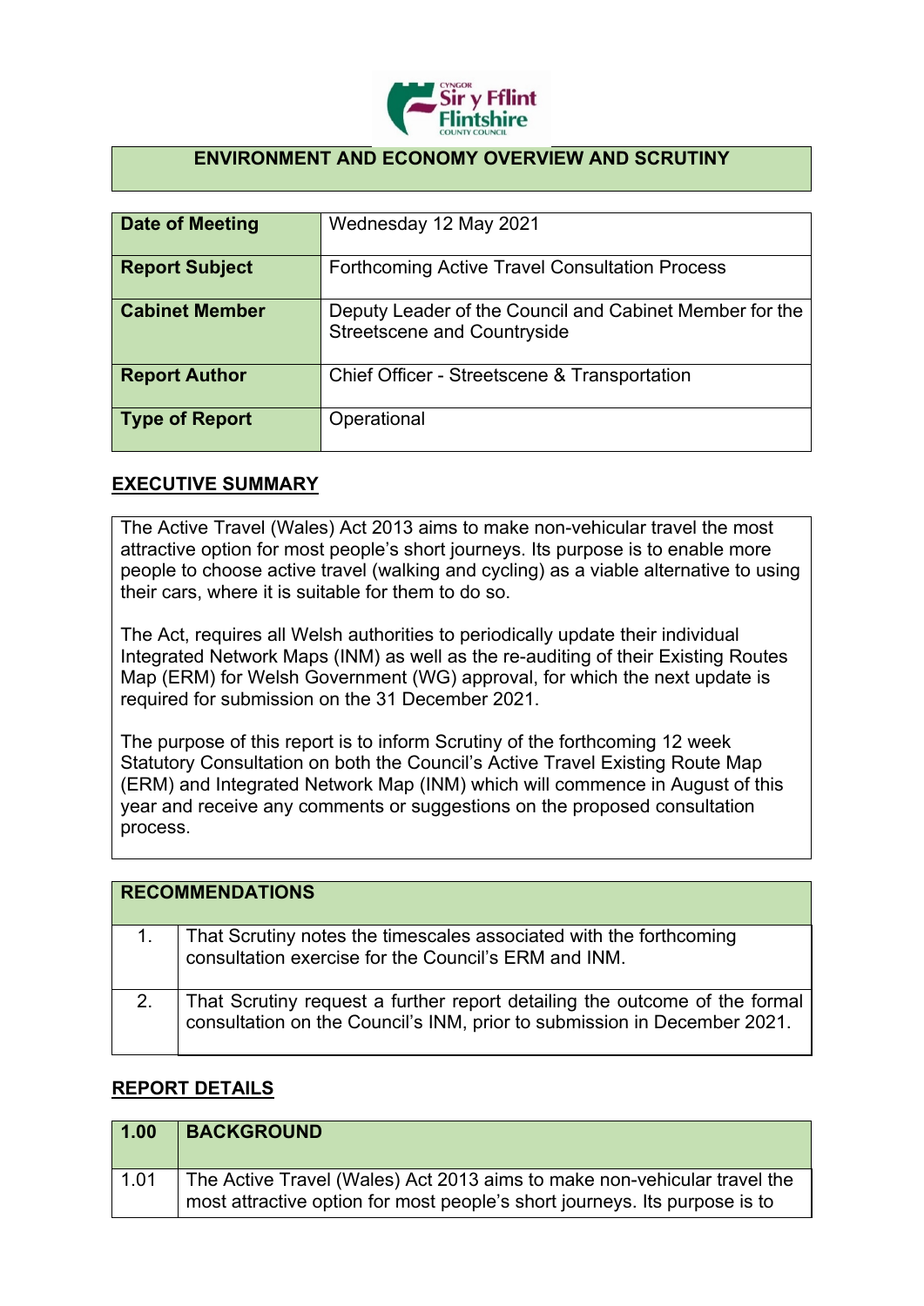# ENVIRONMENT AND ECONOMY OVERVIEW AND SCRUTINY

| Date of Meeting | Wednesday 12 May 2021 |
|---|---|
| **Report Subject** | Forthcoming Active Travel Consultation Process |
| **Cabinet Member** | Deputy Leader of the Council and Cabinet Member for the Streetscene and Countryside |
| **Report Author** | Chief Officer - Streetscene & Transportation |
| **Type of Report** | Operational |

## EXECUTIVE SUMMARY

The Active Travel (Wales) Act 2013 aims to make non-vehicular travel the most attractive option for most people's short journeys. Its purpose is to enable more people to choose active travel (walking and cycling) as a viable alternative to using their cars, where it is suitable for them to do so.

The Act, requires all Welsh authorities to periodically update their individual Integrated Network Maps (INM) as well as the re-auditing of their Existing Routes Map (ERM) for Welsh Government (WG) approval, for which the next update is required for submission on the 31 December 2021.

The purpose of this report is to inform Scrutiny of the forthcoming 12 week Statutory Consultation on both the Council's Active Travel Existing Route Map (ERM) and Integrated Network Map (INM) which will commence in August of this year and receive any comments or suggestions on the proposed consultation process.

| RECOMMENDATIONS | |
|---|---|
| 1. | That Scrutiny notes the timescales associated with the forthcoming consultation exercise for the Council's ERM and INM. |
| 2. | That Scrutiny request a further report detailing the outcome of the formal consultation on the Council's INM, prior to submission in December 2021. |

## REPORT DETAILS

| 1.00 | BACKGROUND |
|---|---|
| 1.01 | The Active Travel (Wales) Act 2013 aims to make non-vehicular travel the most attractive option for most people's short journeys. Its purpose is to |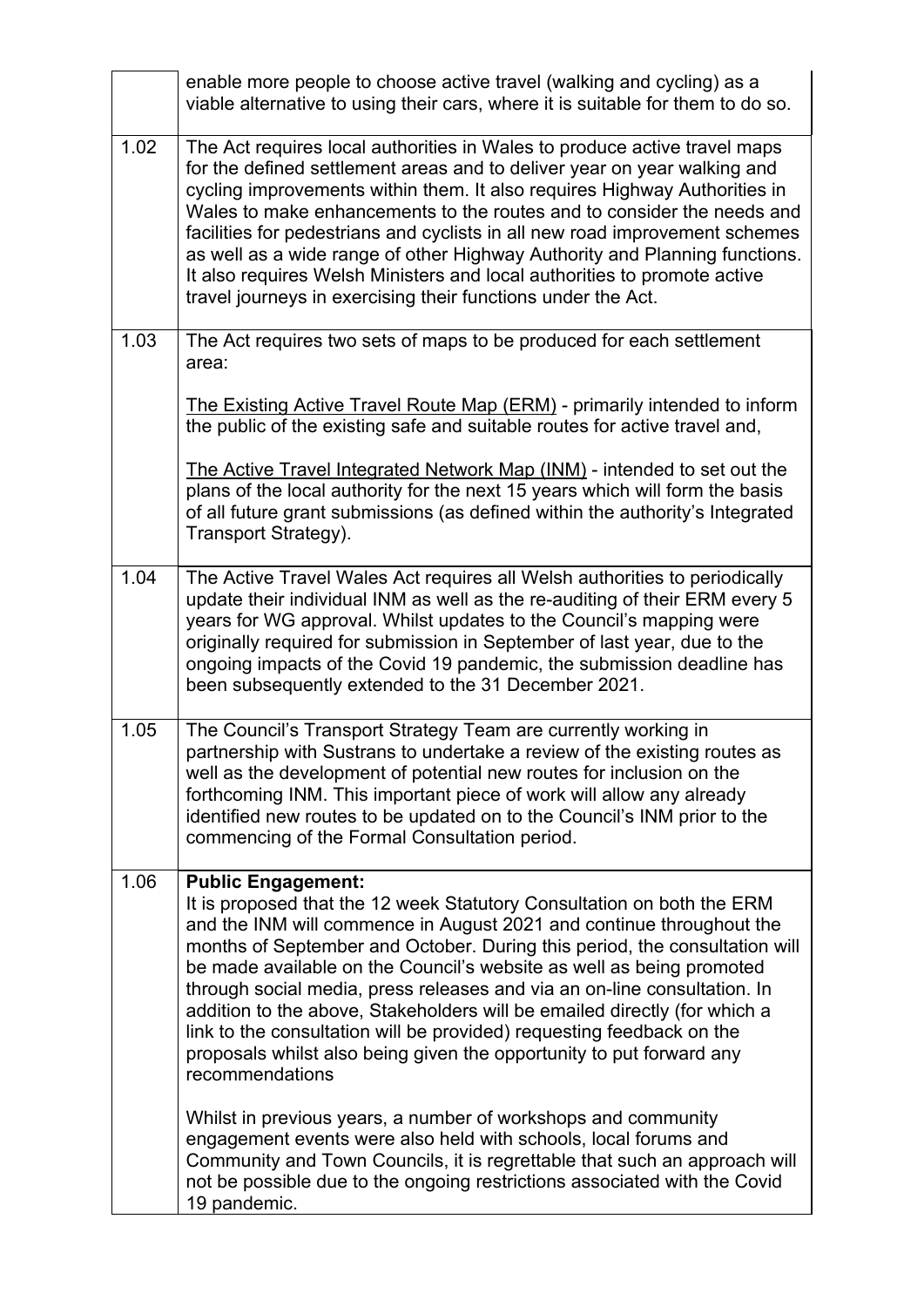| | |
|---|---|
| | enable more people to choose active travel (walking and cycling) as a viable alternative to using their cars, where it is suitable for them to do so. |
| 1.02 | The Act requires local authorities in Wales to produce active travel maps for the defined settlement areas and to deliver year on year walking and cycling improvements within them. It also requires Highway Authorities in Wales to make enhancements to the routes and to consider the needs and facilities for pedestrians and cyclists in all new road improvement schemes as well as a wide range of other Highway Authority and Planning functions. It also requires Welsh Ministers and local authorities to promote active travel journeys in exercising their functions under the Act. |
| 1.03 | The Act requires two sets of maps to be produced for each settlement area:<br><br><u>The Existing Active Travel Route Map (ERM)</u> - primarily intended to inform the public of the existing safe and suitable routes for active travel and,<br><br><u>The Active Travel Integrated Network Map (INM)</u> - intended to set out the plans of the local authority for the next 15 years which will form the basis of all future grant submissions (as defined within the authority's Integrated Transport Strategy). |
| 1.04 | The Active Travel Wales Act requires all Welsh authorities to periodically update their individual INM as well as the re-auditing of their ERM every 5 years for WG approval. Whilst updates to the Council's mapping were originally required for submission in September of last year, due to the ongoing impacts of the Covid 19 pandemic, the submission deadline has been subsequently extended to the 31 December 2021. |
| 1.05 | The Council's Transport Strategy Team are currently working in partnership with Sustrans to undertake a review of the existing routes as well as the development of potential new routes for inclusion on the forthcoming INM. This important piece of work will allow any already identified new routes to be updated on to the Council's INM prior to the commencing of the Formal Consultation period. |
| 1.06 | **Public Engagement:**<br>It is proposed that the 12 week Statutory Consultation on both the ERM and the INM will commence in August 2021 and continue throughout the months of September and October. During this period, the consultation will be made available on the Council's website as well as being promoted through social media, press releases and via an on-line consultation. In addition to the above, Stakeholders will be emailed directly (for which a link to the consultation will be provided) requesting feedback on the proposals whilst also being given the opportunity to put forward any recommendations<br><br>Whilst in previous years, a number of workshops and community engagement events were also held with schools, local forums and Community and Town Councils, it is regrettable that such an approach will not be possible due to the ongoing restrictions associated with the Covid 19 pandemic. |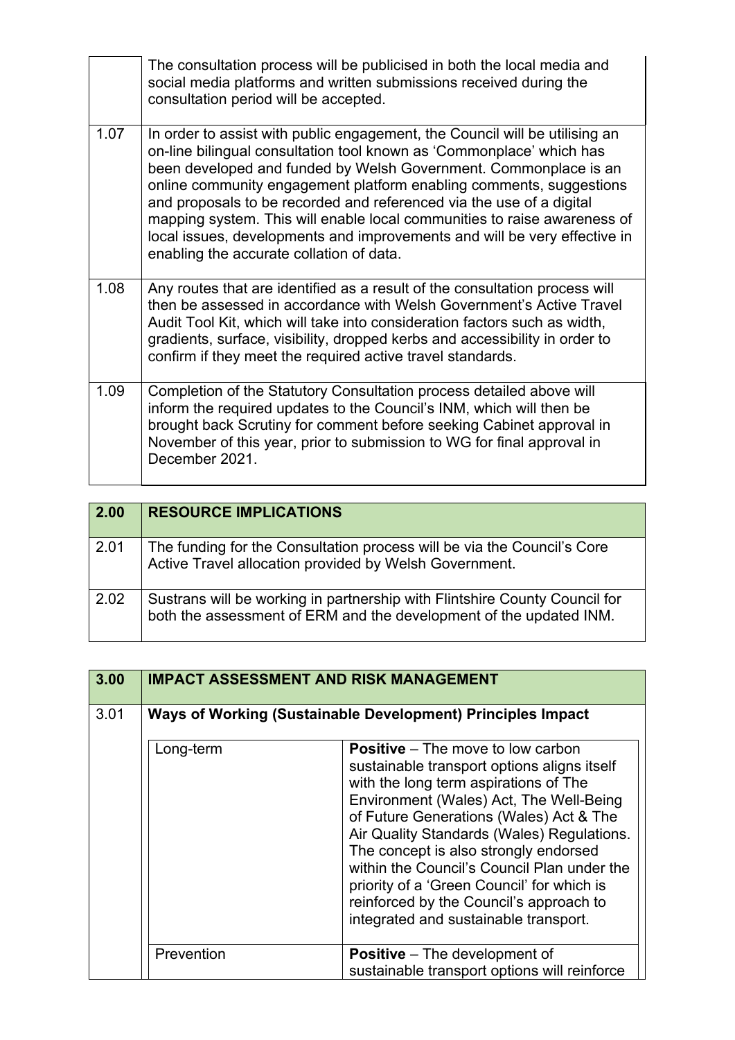| | |
|---|---|
| | The consultation process will be publicised in both the local media and social media platforms and written submissions received during the consultation period will be accepted. |
| 1.07 | In order to assist with public engagement, the Council will be utilising an on-line bilingual consultation tool known as 'Commonplace' which has been developed and funded by Welsh Government. Commonplace is an online community engagement platform enabling comments, suggestions and proposals to be recorded and referenced via the use of a digital mapping system. This will enable local communities to raise awareness of local issues, developments and improvements and will be very effective in enabling the accurate collation of data. |
| 1.08 | Any routes that are identified as a result of the consultation process will then be assessed in accordance with Welsh Government's Active Travel Audit Tool Kit, which will take into consideration factors such as width, gradients, surface, visibility, dropped kerbs and accessibility in order to confirm if they meet the required active travel standards. |
| 1.09 | Completion of the Statutory Consultation process detailed above will inform the required updates to the Council's INM, which will then be brought back Scrutiny for comment before seeking Cabinet approval in November of this year, prior to submission to WG for final approval in December 2021. |

| 2.00 | RESOURCE IMPLICATIONS |
|---|---|
| 2.01 | The funding for the Consultation process will be via the Council's Core Active Travel allocation provided by Welsh Government. |
| 2.02 | Sustrans will be working in partnership with Flintshire County Council for both the assessment of ERM and the development of the updated INM. |

| 3.00 | IMPACT ASSESSMENT AND RISK MANAGEMENT | |
|---|---|---|
| 3.01 | **Ways of Working (Sustainable Development) Principles Impact** | |
| | Long-term | **Positive** – The move to low carbon sustainable transport options aligns itself with the long term aspirations of The Environment (Wales) Act, The Well-Being of Future Generations (Wales) Act & The Air Quality Standards (Wales) Regulations. The concept is also strongly endorsed within the Council's Council Plan under the priority of a 'Green Council' for which is reinforced by the Council's approach to integrated and sustainable transport. |
| | Prevention | **Positive** – The development of sustainable transport options will reinforce |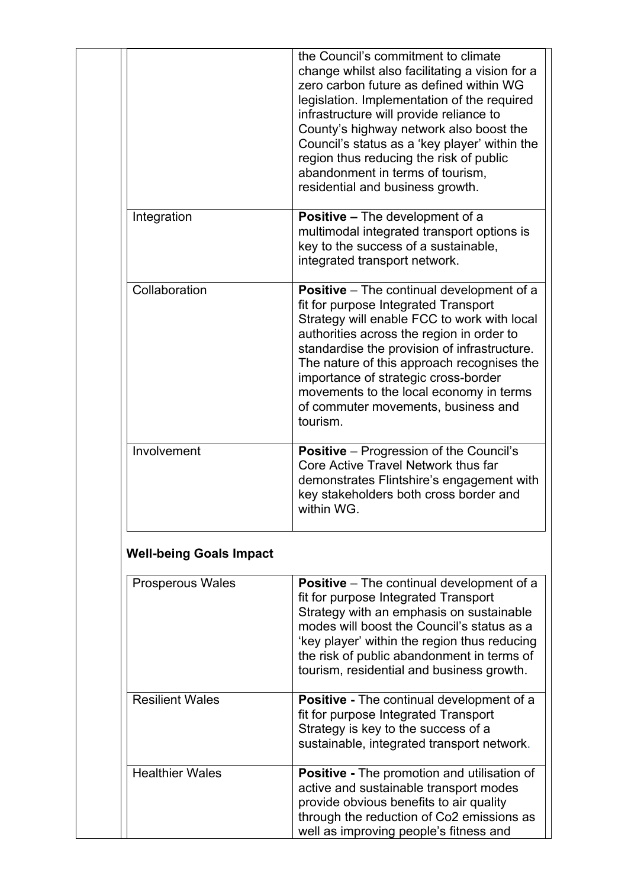| | |
|---|---|
| | the Council's commitment to climate change whilst also facilitating a vision for a zero carbon future as defined within WG legislation. Implementation of the required infrastructure will provide reliance to County's highway network also boost the Council's status as a 'key player' within the region thus reducing the risk of public abandonment in terms of tourism, residential and business growth. |
| Integration | **Positive –** The development of a multimodal integrated transport options is key to the success of a sustainable, integrated transport network. |
| Collaboration | **Positive** – The continual development of a fit for purpose Integrated Transport Strategy will enable FCC to work with local authorities across the region in order to standardise the provision of infrastructure. The nature of this approach recognises the importance of strategic cross-border movements to the local economy in terms of commuter movements, business and tourism. |
| Involvement | **Positive** – Progression of the Council's Core Active Travel Network thus far demonstrates Flintshire's engagement with key stakeholders both cross border and within WG. |

**Well-being Goals Impact**

| | |
|---|---|
| Prosperous Wales | **Positive** – The continual development of a fit for purpose Integrated Transport Strategy with an emphasis on sustainable modes will boost the Council's status as a 'key player' within the region thus reducing the risk of public abandonment in terms of tourism, residential and business growth. |
| Resilient Wales | **Positive -** The continual development of a fit for purpose Integrated Transport Strategy is key to the success of a sustainable, integrated transport network. |
| Healthier Wales | **Positive -** The promotion and utilisation of active and sustainable transport modes provide obvious benefits to air quality through the reduction of $CO_2$ emissions as well as improving people's fitness and |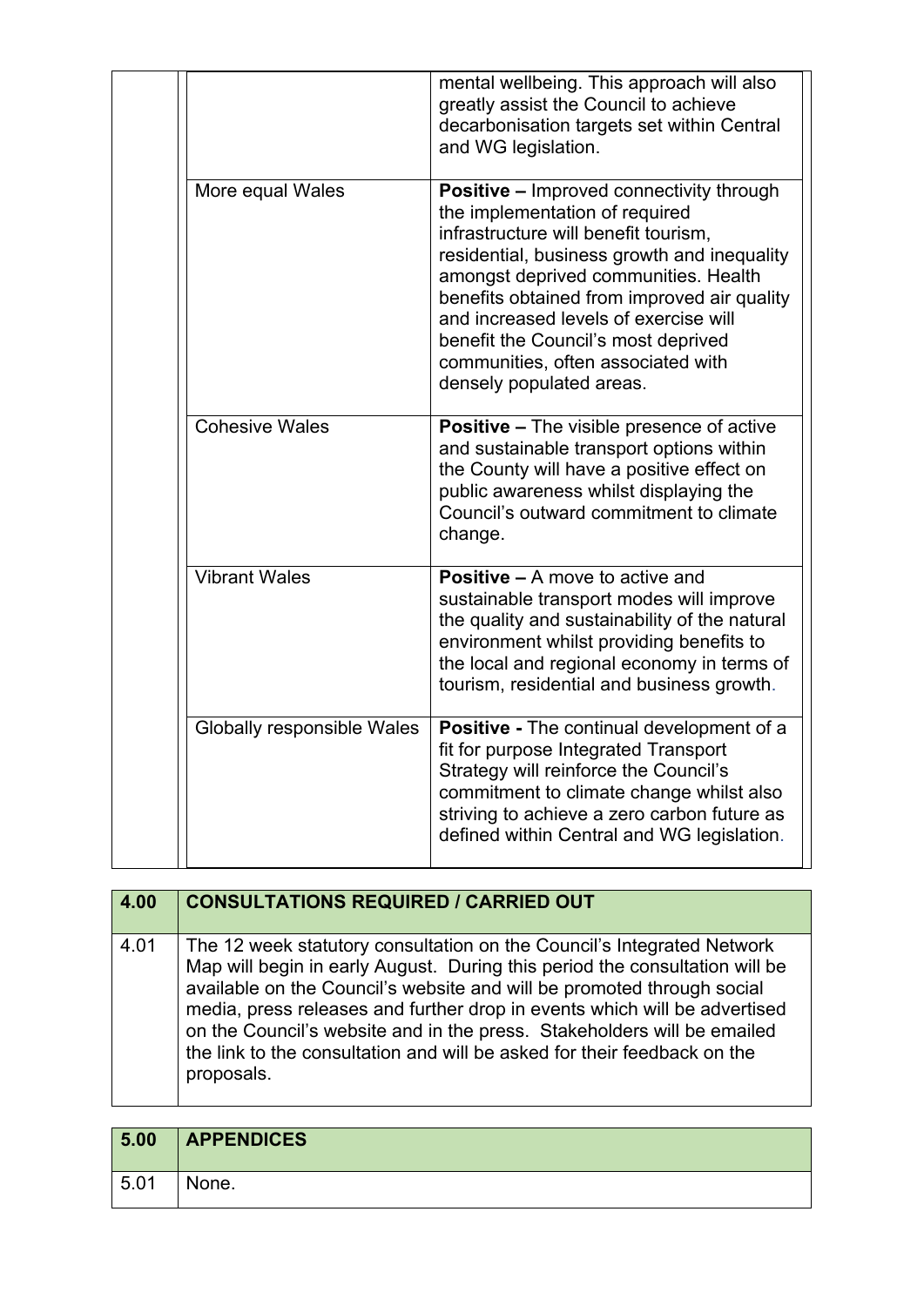| | | |
|---|---|---|
| | | mental wellbeing. This approach will also greatly assist the Council to achieve decarbonisation targets set within Central and WG legislation. |
| | More equal Wales | **Positive –** Improved connectivity through the implementation of required infrastructure will benefit tourism, residential, business growth and inequality amongst deprived communities. Health benefits obtained from improved air quality and increased levels of exercise will benefit the Council's most deprived communities, often associated with densely populated areas. |
| | Cohesive Wales | **Positive –** The visible presence of active and sustainable transport options within the County will have a positive effect on public awareness whilst displaying the Council's outward commitment to climate change. |
| | Vibrant Wales | **Positive –** A move to active and sustainable transport modes will improve the quality and sustainability of the natural environment whilst providing benefits to the local and regional economy in terms of tourism, residential and business growth. |
| | Globally responsible Wales | **Positive -** The continual development of a fit for purpose Integrated Transport Strategy will reinforce the Council's commitment to climate change whilst also striving to achieve a zero carbon future as defined within Central and WG legislation. |

| **4.00** | **CONSULTATIONS REQUIRED / CARRIED OUT** |
|---|---|
| 4.01 | The 12 week statutory consultation on the Council's Integrated Network Map will begin in early August. During this period the consultation will be available on the Council's website and will be promoted through social media, press releases and further drop in events which will be advertised on the Council's website and in the press. Stakeholders will be emailed the link to the consultation and will be asked for their feedback on the proposals. |

| **5.00** | **APPENDICES** |
|---|---|
| 5.01 | None. |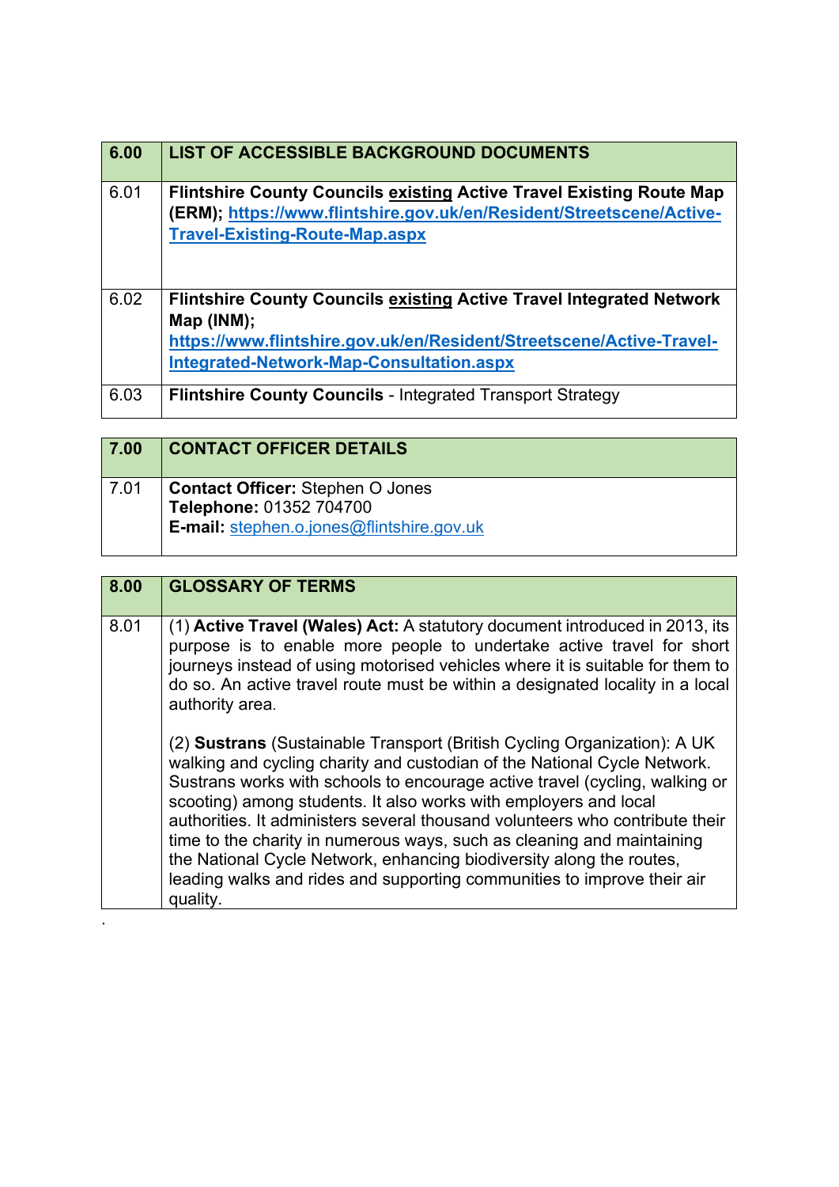| 6.00 | LIST OF ACCESSIBLE BACKGROUND DOCUMENTS |
|---|---|
| 6.01 | **Flintshire County Councils existing Active Travel Existing Route Map (ERM); https://www.flintshire.gov.uk/en/Resident/Streetscene/Active-Travel-Existing-Route-Map.aspx** |
| 6.02 | **Flintshire County Councils existing Active Travel Integrated Network Map (INM); https://www.flintshire.gov.uk/en/Resident/Streetscene/Active-Travel-Integrated-Network-Map-Consultation.aspx** |
| 6.03 | **Flintshire County Councils** - Integrated Transport Strategy |

| 7.00 | CONTACT OFFICER DETAILS |
|---|---|
| 7.01 | **Contact Officer:** Stephen O Jones<br>**Telephone:** 01352 704700<br>**E-mail:** stephen.o.jones@flintshire.gov.uk |

| 8.00 | GLOSSARY OF TERMS |
|---|---|
| 8.01 | (1) **Active Travel (Wales) Act:** A statutory document introduced in 2013, its purpose is to enable more people to undertake active travel for short journeys instead of using motorised vehicles where it is suitable for them to do so. An active travel route must be within a designated locality in a local authority area.<br><br>(2) **Sustrans** (Sustainable Transport (British Cycling Organization): A UK walking and cycling charity and custodian of the National Cycle Network. Sustrans works with schools to encourage active travel (cycling, walking or scooting) among students. It also works with employers and local authorities. It administers several thousand volunteers who contribute their time to the charity in numerous ways, such as cleaning and maintaining the National Cycle Network, enhancing biodiversity along the routes, leading walks and rides and supporting communities to improve their air quality. |